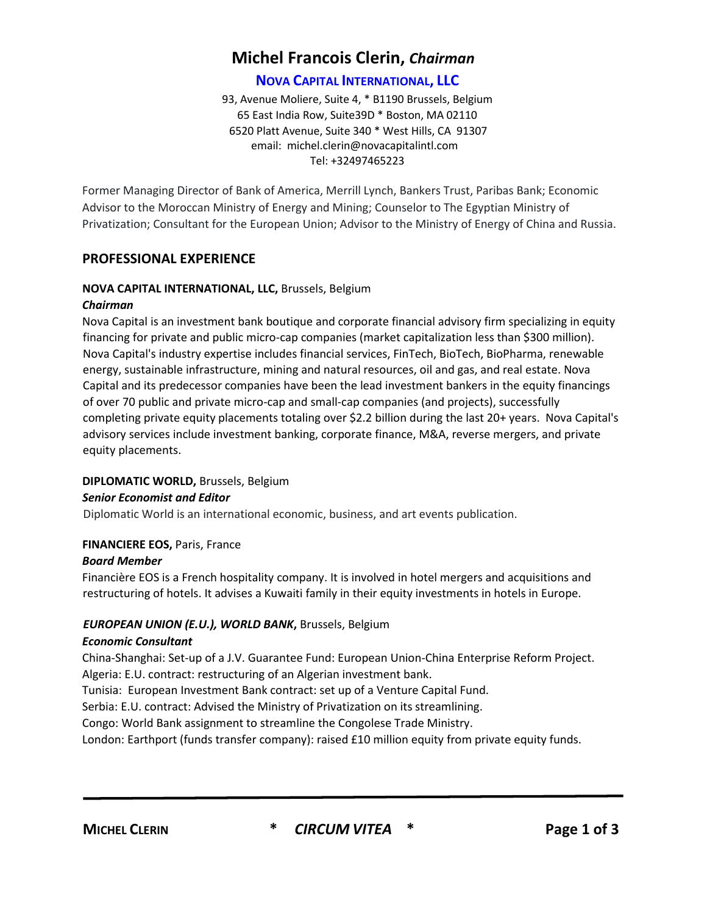# Michel Francois Clerin, *Chairman*

**NOVA CAPITAL INTERNATIONAL, LLC**

93, Avenue Moliere, Suite 4, * B1190 Brussels, Belgium
65 East India Row, Suite39D * Boston, MA 02110
6520 Platt Avenue, Suite 340 * West Hills, CA 91307
email: michel.clerin@novacapitalintl.com
Tel: +32497465223

Former Managing Director of Bank of America, Merrill Lynch, Bankers Trust, Paribas Bank; Economic Advisor to the Moroccan Ministry of Energy and Mining; Counselor to The Egyptian Ministry of Privatization; Consultant for the European Union; Advisor to the Ministry of Energy of China and Russia.

## PROFESSIONAL EXPERIENCE

**NOVA CAPITAL INTERNATIONAL, LLC,** Brussels, Belgium
***Chairman***

Nova Capital is an investment bank boutique and corporate financial advisory firm specializing in equity financing for private and public micro-cap companies (market capitalization less than $300 million). Nova Capital's industry expertise includes financial services, FinTech, BioTech, BioPharma, renewable energy, sustainable infrastructure, mining and natural resources, oil and gas, and real estate. Nova Capital and its predecessor companies have been the lead investment bankers in the equity financings of over 70 public and private micro-cap and small-cap companies (and projects), successfully completing private equity placements totaling over $2.2 billion during the last 20+ years. Nova Capital's advisory services include investment banking, corporate finance, M&A, reverse mergers, and private equity placements.

**DIPLOMATIC WORLD,** Brussels, Belgium
***Senior Economist and Editor***

Diplomatic World is an international economic, business, and art events publication.

**FINANCIERE EOS,** Paris, France
***Board Member***

Financière EOS is a French hospitality company. It is involved in hotel mergers and acquisitions and restructuring of hotels. It advises a Kuwaiti family in their equity investments in hotels in Europe.

***EUROPEAN UNION (E.U.), WORLD BANK*****,** Brussels, Belgium
***Economic Consultant***

China-Shanghai: Set-up of a J.V. Guarantee Fund: European Union-China Enterprise Reform Project.
Algeria: E.U. contract: restructuring of an Algerian investment bank.
Tunisia: European Investment Bank contract: set up of a Venture Capital Fund.
Serbia: E.U. contract: Advised the Ministry of Privatization on its streamlining.
Congo: World Bank assignment to streamline the Congolese Trade Ministry.
London: Earthport (funds transfer company): raised £10 million equity from private equity funds.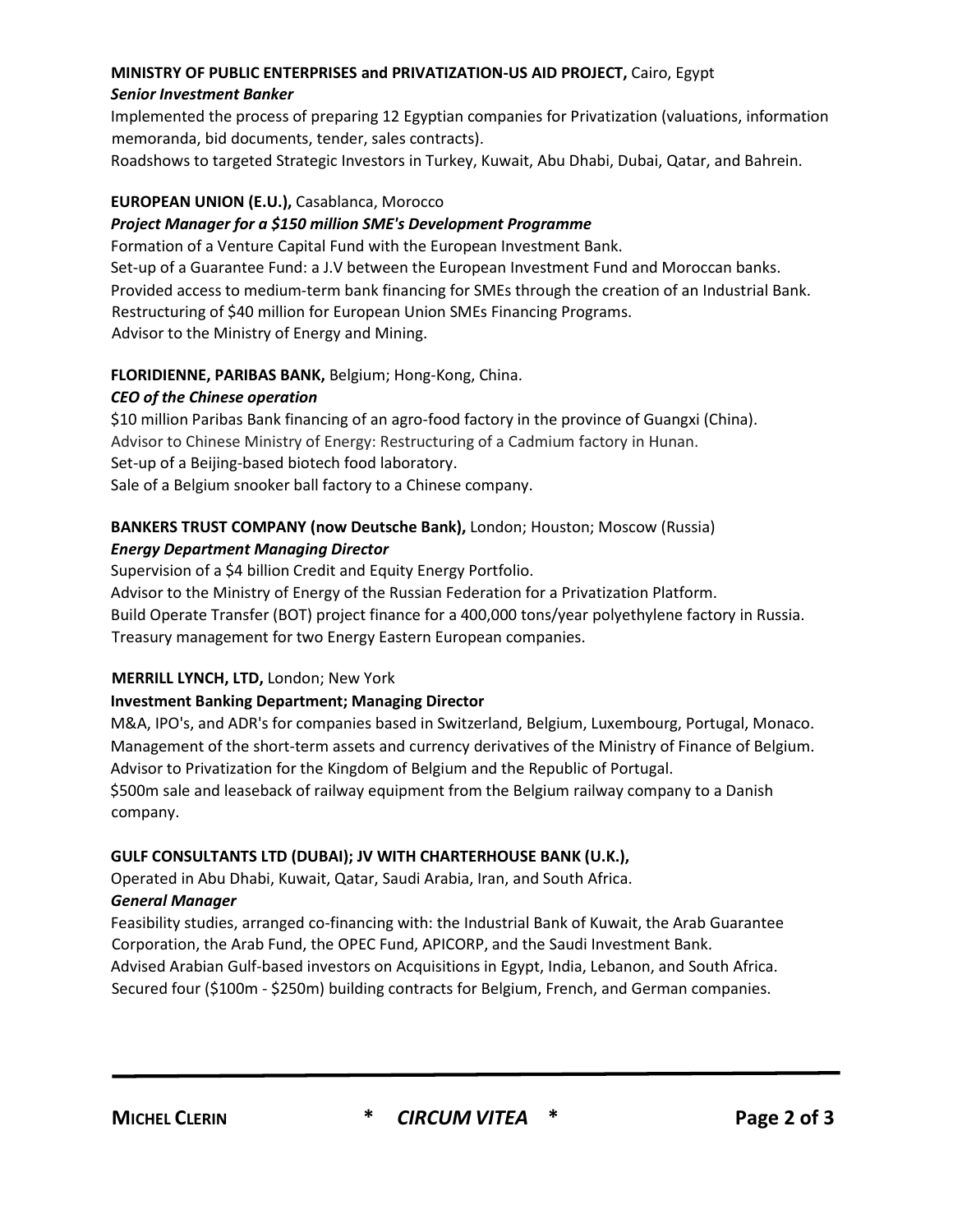**MINISTRY OF PUBLIC ENTERPRISES and PRIVATIZATION-US AID PROJECT,** Cairo, Egypt
***Senior Investment Banker***

Implemented the process of preparing 12 Egyptian companies for Privatization (valuations, information memoranda, bid documents, tender, sales contracts).
Roadshows to targeted Strategic Investors in Turkey, Kuwait, Abu Dhabi, Dubai, Qatar, and Bahrein.

**EUROPEAN UNION (E.U.),** Casablanca, Morocco
***Project Manager for a $150 million SME's Development Programme***

Formation of a Venture Capital Fund with the European Investment Bank.
Set-up of a Guarantee Fund: a J.V between the European Investment Fund and Moroccan banks.
Provided access to medium-term bank financing for SMEs through the creation of an Industrial Bank.
Restructuring of $40 million for European Union SMEs Financing Programs.
Advisor to the Ministry of Energy and Mining.

**FLORIDIENNE, PARIBAS BANK,** Belgium; Hong-Kong, China.
***CEO of the Chinese operation***

$10 million Paribas Bank financing of an agro-food factory in the province of Guangxi (China).
Advisor to Chinese Ministry of Energy: Restructuring of a Cadmium factory in Hunan.
Set-up of a Beijing-based biotech food laboratory.
Sale of a Belgium snooker ball factory to a Chinese company.

**BANKERS TRUST COMPANY (now Deutsche Bank),** London; Houston; Moscow (Russia)
***Energy Department Managing Director***

Supervision of a $4 billion Credit and Equity Energy Portfolio.
Advisor to the Ministry of Energy of the Russian Federation for a Privatization Platform.
Build Operate Transfer (BOT) project finance for a 400,000 tons/year polyethylene factory in Russia.
Treasury management for two Energy Eastern European companies.

**MERRILL LYNCH, LTD,** London; New York
**Investment Banking Department; Managing Director**

M&A, IPO's, and ADR's for companies based in Switzerland, Belgium, Luxembourg, Portugal, Monaco.
Management of the short-term assets and currency derivatives of the Ministry of Finance of Belgium.
Advisor to Privatization for the Kingdom of Belgium and the Republic of Portugal.
$500m sale and leaseback of railway equipment from the Belgium railway company to a Danish company.

**GULF CONSULTANTS LTD (DUBAI); JV WITH CHARTERHOUSE BANK (U.K.),**
Operated in Abu Dhabi, Kuwait, Qatar, Saudi Arabia, Iran, and South Africa.
***General Manager***

Feasibility studies, arranged co-financing with: the Industrial Bank of Kuwait, the Arab Guarantee Corporation, the Arab Fund, the OPEC Fund, APICORP, and the Saudi Investment Bank.
Advised Arabian Gulf-based investors on Acquisitions in Egypt, India, Lebanon, and South Africa.
Secured four ($100m - $250m) building contracts for Belgium, French, and German companies.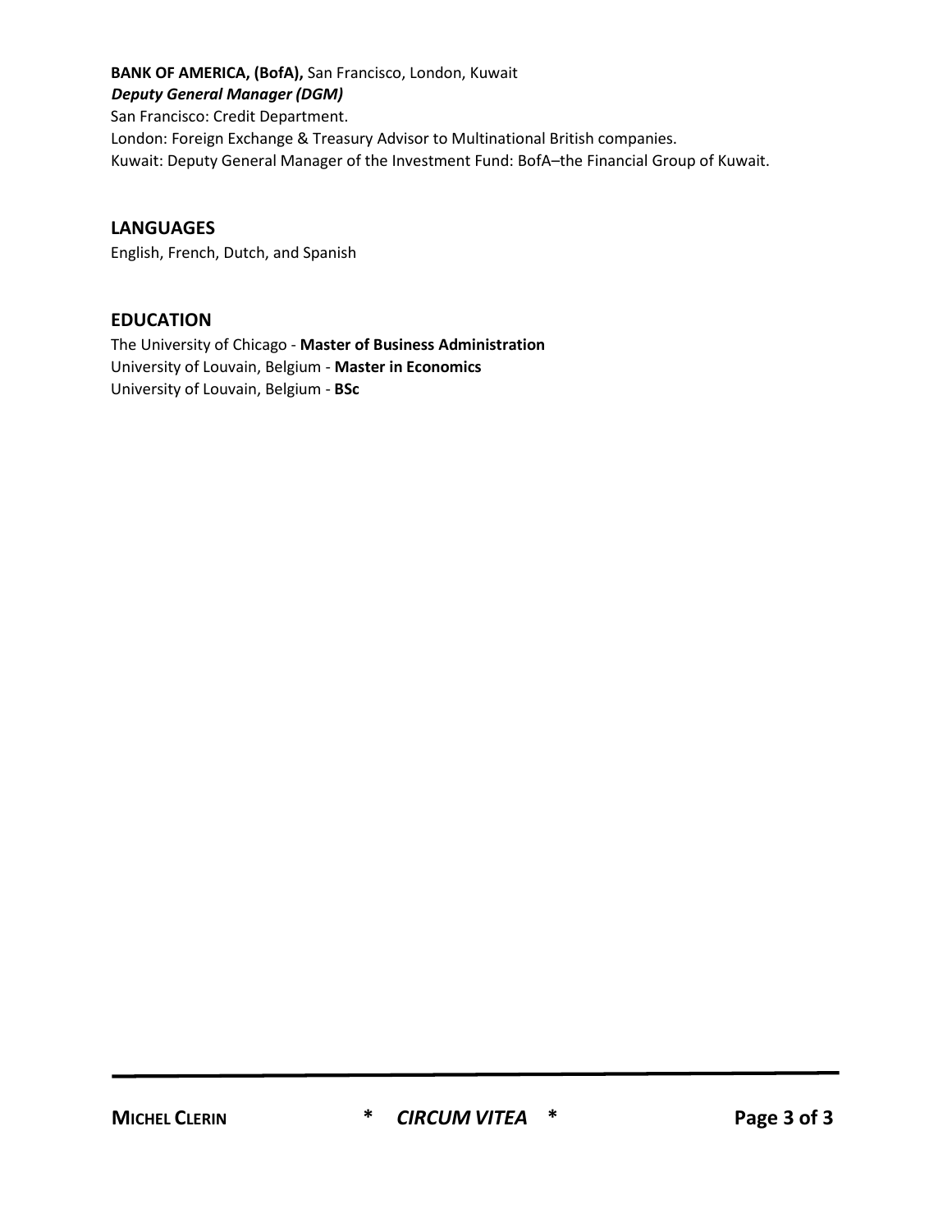**BANK OF AMERICA, (BofA),** San Francisco, London, Kuwait
***Deputy General Manager (DGM)***
San Francisco: Credit Department.
London: Foreign Exchange & Treasury Advisor to Multinational British companies.
Kuwait: Deputy General Manager of the Investment Fund: BofA–the Financial Group of Kuwait.

## LANGUAGES

English, French, Dutch, and Spanish

## EDUCATION

The University of Chicago - **Master of Business Administration**
University of Louvain, Belgium - **Master in Economics**
University of Louvain, Belgium - **BSc**